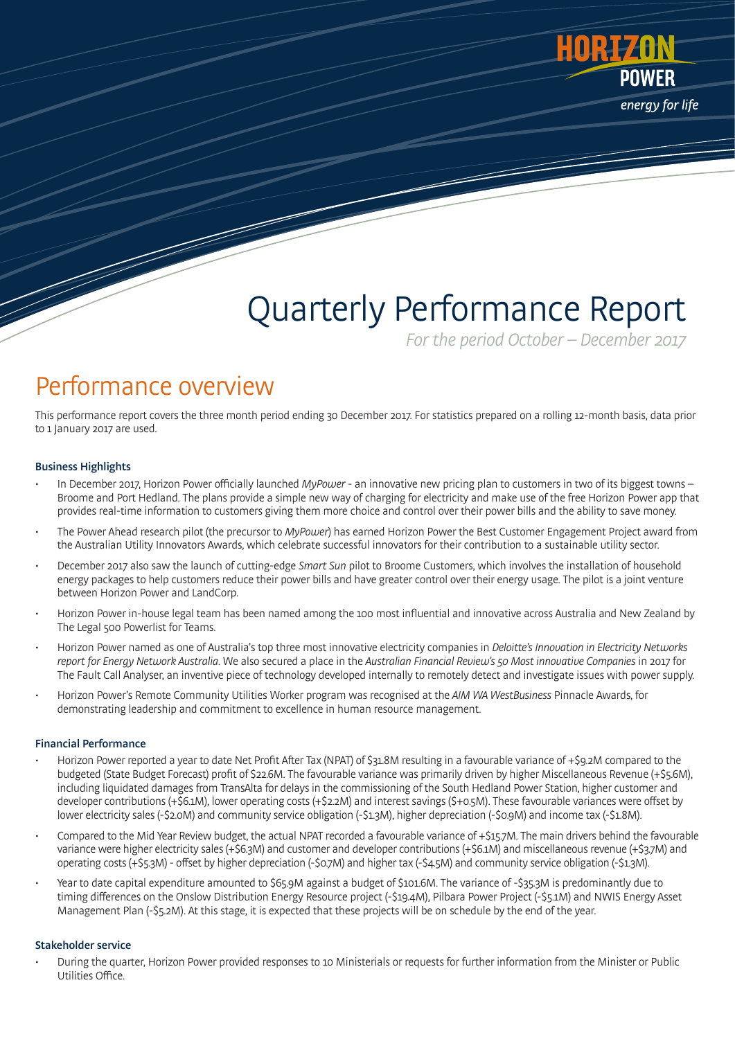# Quarterly Performance Report

*For the period October – December 2017*

## Performance overview

This performance report covers the three month period ending 30 December 2017. For statistics prepared on a rolling 12-month basis, data prior to 1 January 2017 are used.

### Business Highlights

- In December 2017, Horizon Power officially launched *MyPower* - an innovative new pricing plan to customers in two of its biggest towns – Broome and Port Hedland. The plans provide a simple new way of charging for electricity and make use of the free Horizon Power app that provides real-time information to customers giving them more choice and control over their power bills and the ability to save money.
- The Power Ahead research pilot (the precursor to *MyPower*) has earned Horizon Power the Best Customer Engagement Project award from the Australian Utility Innovators Awards, which celebrate successful innovators for their contribution to a sustainable utility sector.
- December 2017 also saw the launch of cutting-edge *Smart Sun* pilot to Broome Customers, which involves the installation of household energy packages to help customers reduce their power bills and have greater control over their energy usage. The pilot is a joint venture between Horizon Power and LandCorp.
- Horizon Power in-house legal team has been named among the 100 most influential and innovative across Australia and New Zealand by The Legal 500 Powerlist for Teams.
- Horizon Power named as one of Australia's top three most innovative electricity companies in *Deloitte's Innovation in Electricity Networks report for Energy Network Australia*. We also secured a place in the *Australian Financial Review's 50 Most innovative Companies* in 2017 for The Fault Call Analyser, an inventive piece of technology developed internally to remotely detect and investigate issues with power supply.
- Horizon Power's Remote Community Utilities Worker program was recognised at the *AIM WA WestBusiness* Pinnacle Awards, for demonstrating leadership and commitment to excellence in human resource management.

### Financial Performance

- Horizon Power reported a year to date Net Profit After Tax (NPAT) of $31.8M resulting in a favourable variance of +$9.2M compared to the budgeted (State Budget Forecast) profit of $22.6M. The favourable variance was primarily driven by higher Miscellaneous Revenue (+$5.6M), including liquidated damages from TransAlta for delays in the commissioning of the South Hedland Power Station, higher customer and developer contributions (+$6.1M), lower operating costs (+$2.2M) and interest savings ($+0.5M). These favourable variances were offset by lower electricity sales (-$2.0M) and community service obligation (-$1.3M), higher depreciation (-$0.9M) and income tax (-$1.8M).
- Compared to the Mid Year Review budget, the actual NPAT recorded a favourable variance of +$15.7M. The main drivers behind the favourable variance were higher electricity sales (+$6.3M) and customer and developer contributions (+$6.1M) and miscellaneous revenue (+$3.7M) and operating costs (+$5.3M) - offset by higher depreciation (-$0.7M) and higher tax (-$4.5M) and community service obligation (-$1.3M).
- Year to date capital expenditure amounted to $65.9M against a budget of $101.6M. The variance of -$35.3M is predominantly due to timing differences on the Onslow Distribution Energy Resource project (-$19.4M), Pilbara Power Project (-$5.1M) and NWIS Energy Asset Management Plan (-$5.2M). At this stage, it is expected that these projects will be on schedule by the end of the year.

### Stakeholder service

- During the quarter, Horizon Power provided responses to 10 Ministerials or requests for further information from the Minister or Public Utilities Office.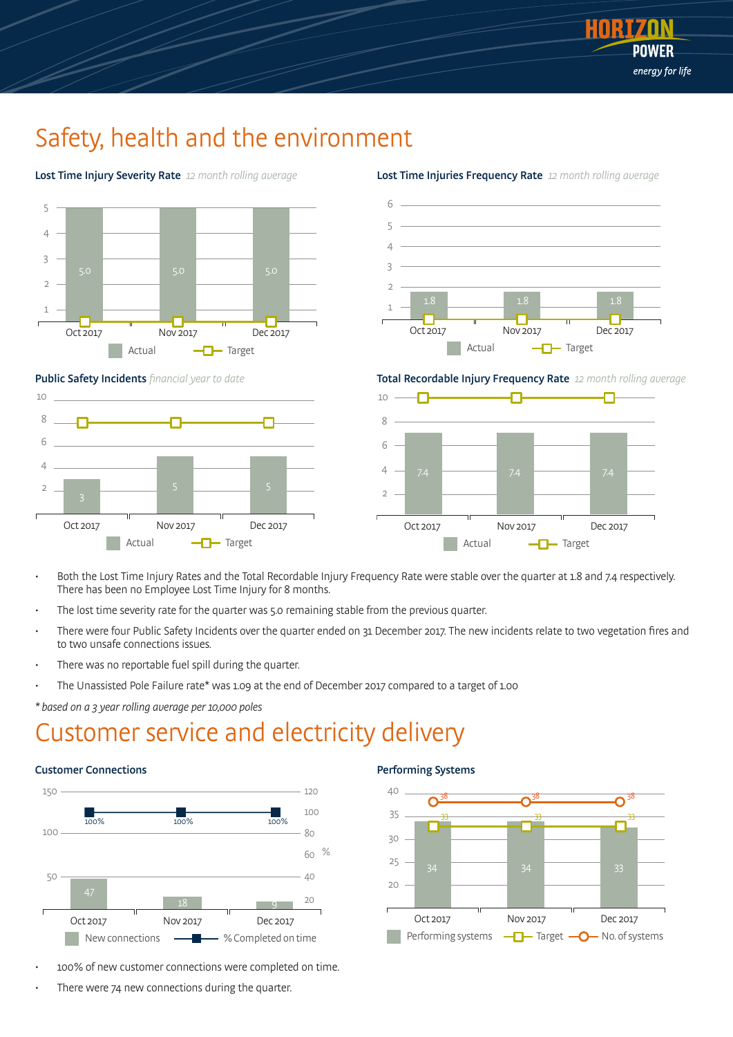# Safety, health and the environment

### Lost Time Injury Severity Rate *12 month rolling average*

| | Oct 2017 | Nov 2017 | Dec 2017 |
|---|---|---|---|
| Actual | 5.0 | 5.0 | 5.0 |

### Lost Time Injuries Frequency Rate *12 month rolling average*

| | Oct 2017 | Nov 2017 | Dec 2017 |
|---|---|---|---|
| Actual | 1.8 | 1.8 | 1.8 |

### Public Safety Incidents *financial year to date*

| | Oct 2017 | Nov 2017 | Dec 2017 |
|---|---|---|---|
| Actual | 3 | 5 | 5 |

### Total Recordable Injury Frequency Rate *12 month rolling average*

| | Oct 2017 | Nov 2017 | Dec 2017 |
|---|---|---|---|
| Actual | 7.4 | 7.4 | 7.4 |

- Both the Lost Time Injury Rates and the Total Recordable Injury Frequency Rate were stable over the quarter at 1.8 and 7.4 respectively. There has been no Employee Lost Time Injury for 8 months.
- The lost time severity rate for the quarter was 5.0 remaining stable from the previous quarter.
- There were four Public Safety Incidents over the quarter ended on 31 December 2017. The new incidents relate to two vegetation fires and to two unsafe connections issues.
- There was no reportable fuel spill during the quarter.
- The Unassisted Pole Failure rate* was 1.09 at the end of December 2017 compared to a target of 1.00

*\* based on a 3 year rolling average per 10,000 poles*

# Customer service and electricity delivery

### Customer Connections

| | Oct 2017 | Nov 2017 | Dec 2017 |
|---|---|---|---|
| New connections | 47 | 18 | 9 |
| % Completed on time | 100% | 100% | 100% |

### Performing Systems

| | Oct 2017 | Nov 2017 | Dec 2017 |
|---|---|---|---|
| Performing systems | 34 | 34 | 33 |
| Target | 33 | 33 | 33 |
| No. of systems | 38 | 38 | 38 |

- 100% of new customer connections were completed on time.
- There were 74 new connections during the quarter.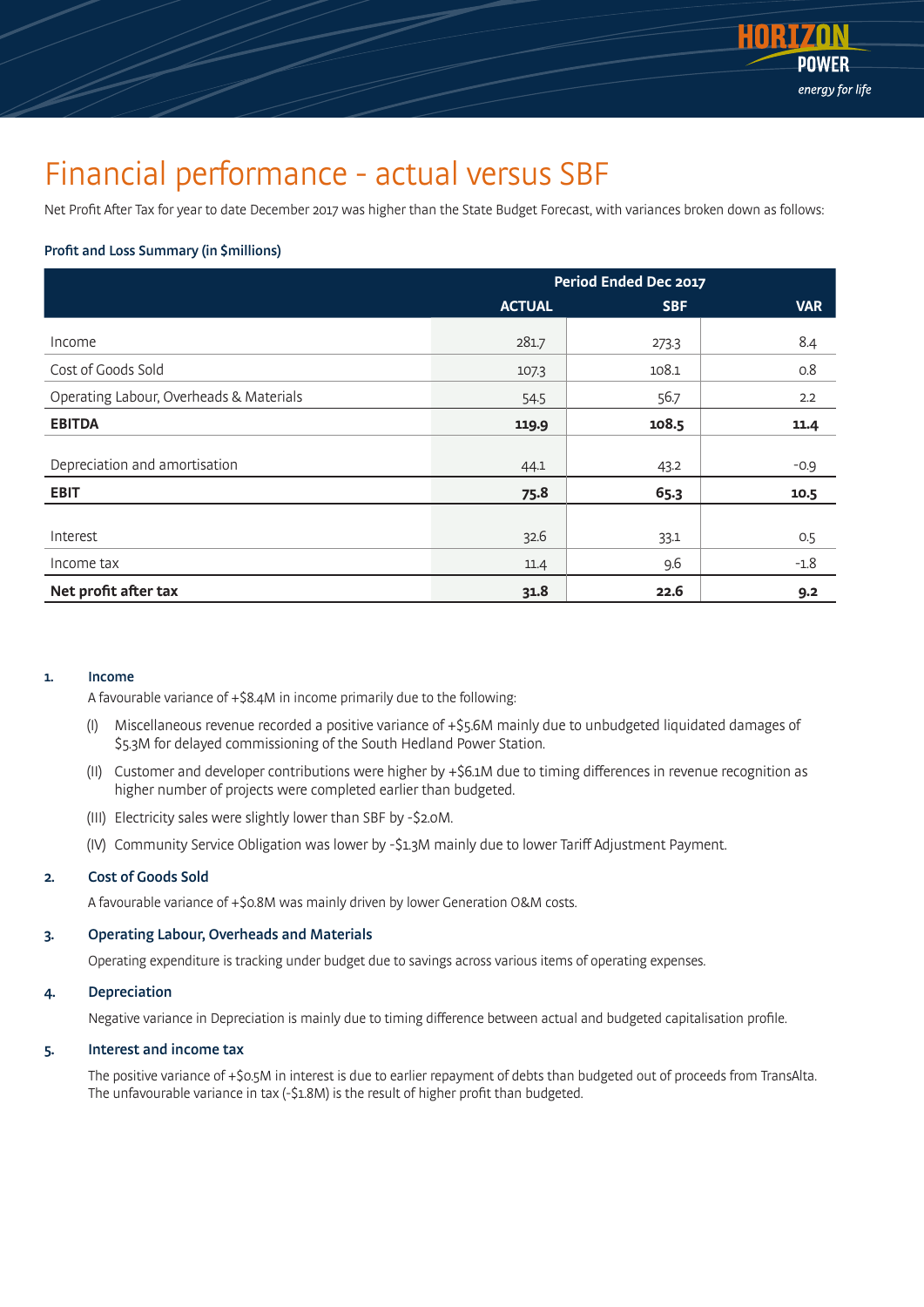# Financial performance - actual versus SBF

Net Profit After Tax for year to date December 2017 was higher than the State Budget Forecast, with variances broken down as follows:

**Profit and Loss Summary (in $millions)**

| | Period Ended Dec 2017 | | |
|---|---|---|---|
| | **ACTUAL** | **SBF** | **VAR** |
| Income | 281.7 | 273.3 | 8.4 |
| Cost of Goods Sold | 107.3 | 108.1 | 0.8 |
| Operating Labour, Overheads & Materials | 54.5 | 56.7 | 2.2 |
| **EBITDA** | **119.9** | **108.5** | **11.4** |
| Depreciation and amortisation | 44.1 | 43.2 | -0.9 |
| **EBIT** | **75.8** | **65.3** | **10.5** |
| Interest | 32.6 | 33.1 | 0.5 |
| Income tax | 11.4 | 9.6 | -1.8 |
| **Net profit after tax** | **31.8** | **22.6** | **9.2** |

**1. Income**

A favourable variance of +$8.4M in income primarily due to the following:

(I) Miscellaneous revenue recorded a positive variance of +$5.6M mainly due to unbudgeted liquidated damages of $5.3M for delayed commissioning of the South Hedland Power Station.

(II) Customer and developer contributions were higher by +$6.1M due to timing differences in revenue recognition as higher number of projects were completed earlier than budgeted.

(III) Electricity sales were slightly lower than SBF by -$2.0M.

(IV) Community Service Obligation was lower by -$1.3M mainly due to lower Tariff Adjustment Payment.

**2. Cost of Goods Sold**

A favourable variance of +$0.8M was mainly driven by lower Generation O&M costs.

**3. Operating Labour, Overheads and Materials**

Operating expenditure is tracking under budget due to savings across various items of operating expenses.

**4. Depreciation**

Negative variance in Depreciation is mainly due to timing difference between actual and budgeted capitalisation profile.

**5. Interest and income tax**

The positive variance of +$0.5M in interest is due to earlier repayment of debts than budgeted out of proceeds from TransAlta. The unfavourable variance in tax (-$1.8M) is the result of higher profit than budgeted.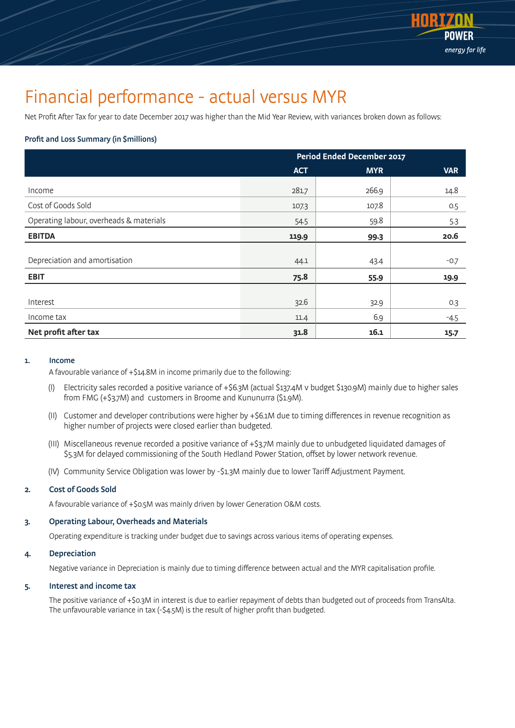# Financial performance - actual versus MYR

Net Profit After Tax for year to date December 2017 was higher than the Mid Year Review, with variances broken down as follows:

**Profit and Loss Summary (in $millions)**

| | Period Ended December 2017 | | |
|---|---|---|---|
| | **ACT** | **MYR** | **VAR** |
| Income | 281.7 | 266.9 | 14.8 |
| Cost of Goods Sold | 107.3 | 107.8 | 0.5 |
| Operating labour, overheads & materials | 54.5 | 59.8 | 5.3 |
| **EBITDA** | **119.9** | **99.3** | **20.6** |
| Depreciation and amortisation | 44.1 | 43.4 | -0.7 |
| **EBIT** | **75.8** | **55.9** | **19.9** |
| Interest | 32.6 | 32.9 | 0.3 |
| Income tax | 11.4 | 6.9 | -4.5 |
| **Net profit after tax** | **31.8** | **16.1** | **15.7** |

1. **Income**

   A favourable variance of +$14.8M in income primarily due to the following:

   (I) Electricity sales recorded a positive variance of +$6.3M (actual $137.4M v budget $130.9M) mainly due to higher sales from FMG (+$3.7M) and customers in Broome and Kununurra ($1.9M).

   (II) Customer and developer contributions were higher by +$6.1M due to timing differences in revenue recognition as higher number of projects were closed earlier than budgeted.

   (III) Miscellaneous revenue recorded a positive variance of +$3.7M mainly due to unbudgeted liquidated damages of $5.3M for delayed commissioning of the South Hedland Power Station, offset by lower network revenue.

   (IV) Community Service Obligation was lower by -$1.3M mainly due to lower Tariff Adjustment Payment.

2. **Cost of Goods Sold**

   A favourable variance of +$0.5M was mainly driven by lower Generation O&M costs.

3. **Operating Labour, Overheads and Materials**

   Operating expenditure is tracking under budget due to savings across various items of operating expenses.

4. **Depreciation**

   Negative variance in Depreciation is mainly due to timing difference between actual and the MYR capitalisation profile.

5. **Interest and income tax**

   The positive variance of +$0.3M in interest is due to earlier repayment of debts than budgeted out of proceeds from TransAlta. The unfavourable variance in tax (-$4.5M) is the result of higher profit than budgeted.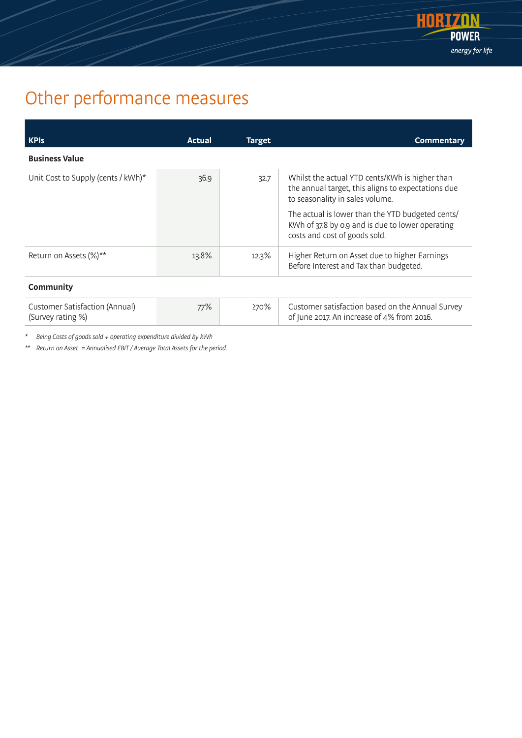# Other performance measures

| KPIs | Actual | Target | Commentary |
|---|---|---|---|
| **Business Value** | | | |
| Unit Cost to Supply (cents / kWh)* | 36.9 | 32.7 | Whilst the actual YTD cents/KWh is higher than the annual target, this aligns to expectations due to seasonality in sales volume. The actual is lower than the YTD budgeted cents/KWh of 37.8 by 0.9 and is due to lower operating costs and cost of goods sold. |
| Return on Assets (%)** | 13.8% | 12.3% | Higher Return on Asset due to higher Earnings Before Interest and Tax than budgeted. |
| **Community** | | | |
| Customer Satisfaction (Annual) (Survey rating %) | 77% | ≥70% | Customer satisfaction based on the Annual Survey of June 2017. An increase of 4% from 2016. |

\* *Being Costs of goods sold + operating expenditure divided by kWh*

\*\* *Return on Asset = Annualised EBIT / Average Total Assets for the period.*